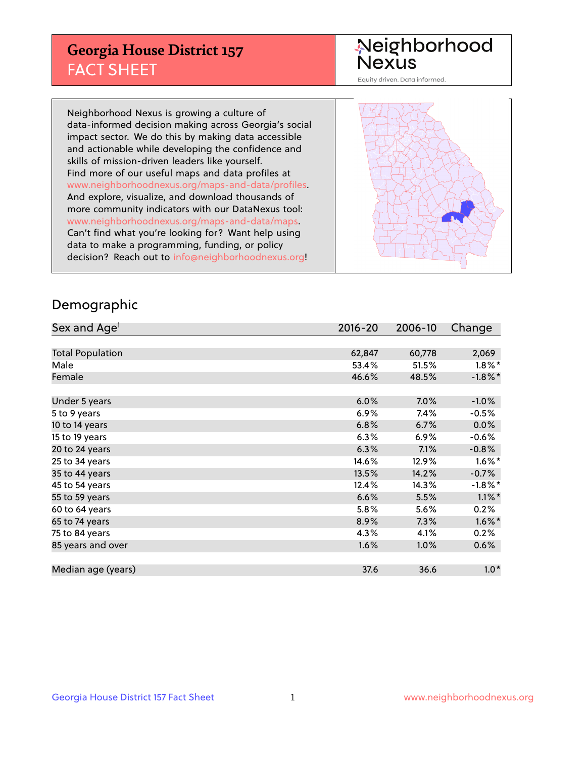# Georgia House District 157
## FACT SHEET

Neighborhood Nexus

Equity driven. Data informed.

Neighborhood Nexus is growing a culture of data-informed decision making across Georgia's social impact sector. We do this by making data accessible and actionable while developing the confidence and skills of mission-driven leaders like yourself. Find more of our useful maps and data profiles at www.neighborhoodnexus.org/maps-and-data/profiles. And explore, visualize, and download thousands of more community indicators with our DataNexus tool: www.neighborhoodnexus.org/maps-and-data/maps. Can't find what you're looking for? Want help using data to make a programming, funding, or policy decision? Reach out to info@neighborhoodnexus.org!

## Demographic

| Sex and Age[1] | 2016-20 | 2006-10 | Change |
|---|---|---|---|
| Total Population | 62,847 | 60,778 | 2,069 |
| Male | 53.4% | 51.5% | 1.8%* |
| Female | 46.6% | 48.5% | -1.8%* |
| | | | |
| Under 5 years | 6.0% | 7.0% | -1.0% |
| 5 to 9 years | 6.9% | 7.4% | -0.5% |
| 10 to 14 years | 6.8% | 6.7% | 0.0% |
| 15 to 19 years | 6.3% | 6.9% | -0.6% |
| 20 to 24 years | 6.3% | 7.1% | -0.8% |
| 25 to 34 years | 14.6% | 12.9% | 1.6%* |
| 35 to 44 years | 13.5% | 14.2% | -0.7% |
| 45 to 54 years | 12.4% | 14.3% | -1.8%* |
| 55 to 59 years | 6.6% | 5.5% | 1.1%* |
| 60 to 64 years | 5.8% | 5.6% | 0.2% |
| 65 to 74 years | 8.9% | 7.3% | 1.6%* |
| 75 to 84 years | 4.3% | 4.1% | 0.2% |
| 85 years and over | 1.6% | 1.0% | 0.6% |
| | | | |
| Median age (years) | 37.6 | 36.6 | 1.0* |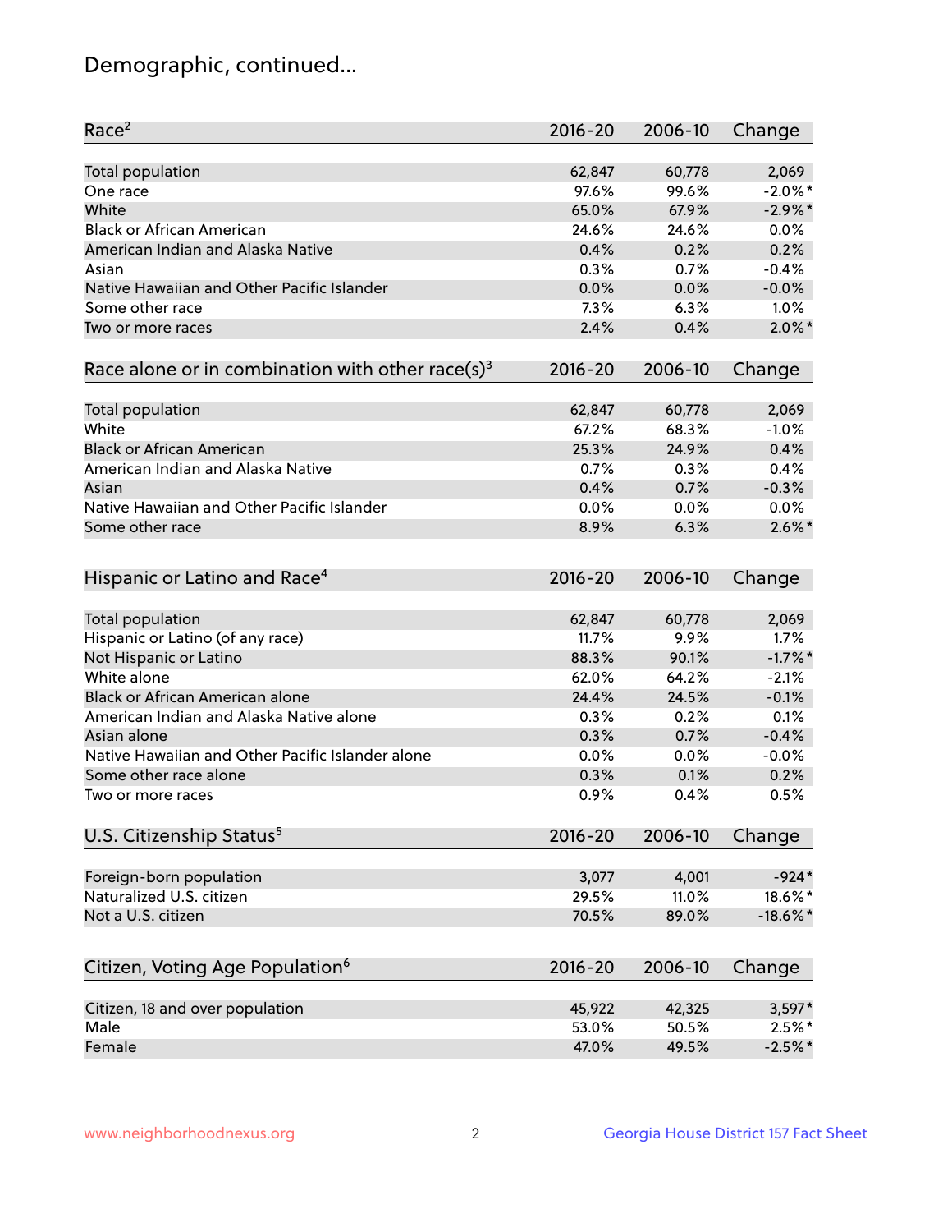# Demographic, continued...

| Race[2] | 2016-20 | 2006-10 | Change |
|---|---|---|---|
| Total population | 62,847 | 60,778 | 2,069 |
| One race | 97.6% | 99.6% | -2.0%* |
| White | 65.0% | 67.9% | -2.9%* |
| Black or African American | 24.6% | 24.6% | 0.0% |
| American Indian and Alaska Native | 0.4% | 0.2% | 0.2% |
| Asian | 0.3% | 0.7% | -0.4% |
| Native Hawaiian and Other Pacific Islander | 0.0% | 0.0% | -0.0% |
| Some other race | 7.3% | 6.3% | 1.0% |
| Two or more races | 2.4% | 0.4% | 2.0%* |

| Race alone or in combination with other race(s)[3] | 2016-20 | 2006-10 | Change |
|---|---|---|---|
| Total population | 62,847 | 60,778 | 2,069 |
| White | 67.2% | 68.3% | -1.0% |
| Black or African American | 25.3% | 24.9% | 0.4% |
| American Indian and Alaska Native | 0.7% | 0.3% | 0.4% |
| Asian | 0.4% | 0.7% | -0.3% |
| Native Hawaiian and Other Pacific Islander | 0.0% | 0.0% | 0.0% |
| Some other race | 8.9% | 6.3% | 2.6%* |

| Hispanic or Latino and Race[4] | 2016-20 | 2006-10 | Change |
|---|---|---|---|
| Total population | 62,847 | 60,778 | 2,069 |
| Hispanic or Latino (of any race) | 11.7% | 9.9% | 1.7% |
| Not Hispanic or Latino | 88.3% | 90.1% | -1.7%* |
| White alone | 62.0% | 64.2% | -2.1% |
| Black or African American alone | 24.4% | 24.5% | -0.1% |
| American Indian and Alaska Native alone | 0.3% | 0.2% | 0.1% |
| Asian alone | 0.3% | 0.7% | -0.4% |
| Native Hawaiian and Other Pacific Islander alone | 0.0% | 0.0% | -0.0% |
| Some other race alone | 0.3% | 0.1% | 0.2% |
| Two or more races | 0.9% | 0.4% | 0.5% |

| U.S. Citizenship Status[5] | 2016-20 | 2006-10 | Change |
|---|---|---|---|
| Foreign-born population | 3,077 | 4,001 | -924* |
| Naturalized U.S. citizen | 29.5% | 11.0% | 18.6%* |
| Not a U.S. citizen | 70.5% | 89.0% | -18.6%* |

| Citizen, Voting Age Population[6] | 2016-20 | 2006-10 | Change |
|---|---|---|---|
| Citizen, 18 and over population | 45,922 | 42,325 | 3,597* |
| Male | 53.0% | 50.5% | 2.5%* |
| Female | 47.0% | 49.5% | -2.5%* |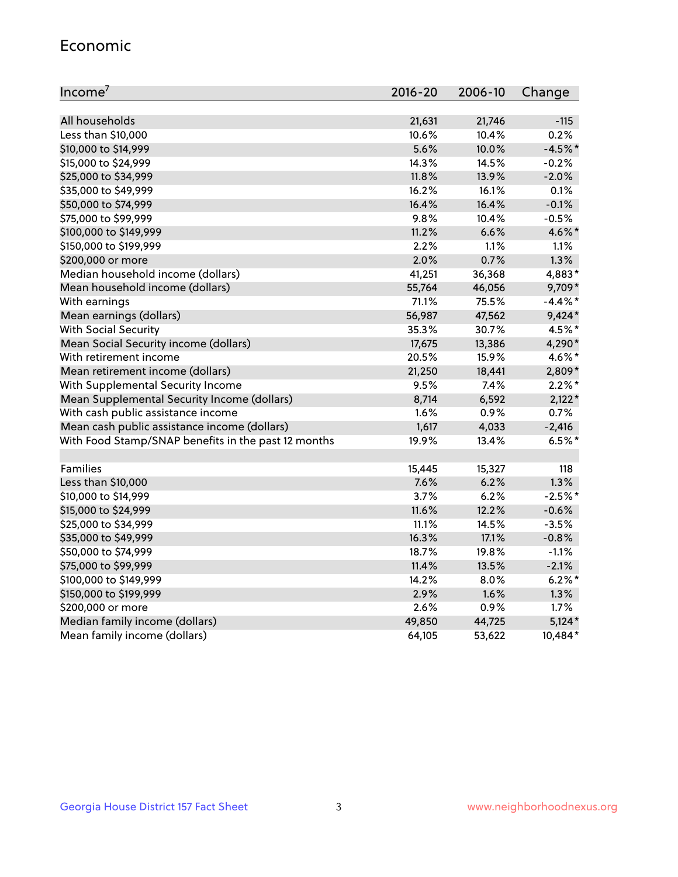## Economic

| Income[7] | 2016-20 | 2006-10 | Change |
|---|---|---|---|
| All households | 21,631 | 21,746 | -115 |
| Less than $10,000 | 10.6% | 10.4% | 0.2% |
| $10,000 to $14,999 | 5.6% | 10.0% | -4.5%* |
| $15,000 to $24,999 | 14.3% | 14.5% | -0.2% |
| $25,000 to $34,999 | 11.8% | 13.9% | -2.0% |
| $35,000 to $49,999 | 16.2% | 16.1% | 0.1% |
| $50,000 to $74,999 | 16.4% | 16.4% | -0.1% |
| $75,000 to $99,999 | 9.8% | 10.4% | -0.5% |
| $100,000 to $149,999 | 11.2% | 6.6% | 4.6%* |
| $150,000 to $199,999 | 2.2% | 1.1% | 1.1% |
| $200,000 or more | 2.0% | 0.7% | 1.3% |
| Median household income (dollars) | 41,251 | 36,368 | 4,883* |
| Mean household income (dollars) | 55,764 | 46,056 | 9,709* |
| With earnings | 71.1% | 75.5% | -4.4%* |
| Mean earnings (dollars) | 56,987 | 47,562 | 9,424* |
| With Social Security | 35.3% | 30.7% | 4.5%* |
| Mean Social Security income (dollars) | 17,675 | 13,386 | 4,290* |
| With retirement income | 20.5% | 15.9% | 4.6%* |
| Mean retirement income (dollars) | 21,250 | 18,441 | 2,809* |
| With Supplemental Security Income | 9.5% | 7.4% | 2.2%* |
| Mean Supplemental Security Income (dollars) | 8,714 | 6,592 | 2,122* |
| With cash public assistance income | 1.6% | 0.9% | 0.7% |
| Mean cash public assistance income (dollars) | 1,617 | 4,033 | -2,416 |
| With Food Stamp/SNAP benefits in the past 12 months | 19.9% | 13.4% | 6.5%* |
| | | | |
| Families | 15,445 | 15,327 | 118 |
| Less than $10,000 | 7.6% | 6.2% | 1.3% |
| $10,000 to $14,999 | 3.7% | 6.2% | -2.5%* |
| $15,000 to $24,999 | 11.6% | 12.2% | -0.6% |
| $25,000 to $34,999 | 11.1% | 14.5% | -3.5% |
| $35,000 to $49,999 | 16.3% | 17.1% | -0.8% |
| $50,000 to $74,999 | 18.7% | 19.8% | -1.1% |
| $75,000 to $99,999 | 11.4% | 13.5% | -2.1% |
| $100,000 to $149,999 | 14.2% | 8.0% | 6.2%* |
| $150,000 to $199,999 | 2.9% | 1.6% | 1.3% |
| $200,000 or more | 2.6% | 0.9% | 1.7% |
| Median family income (dollars) | 49,850 | 44,725 | 5,124* |
| Mean family income (dollars) | 64,105 | 53,622 | 10,484* |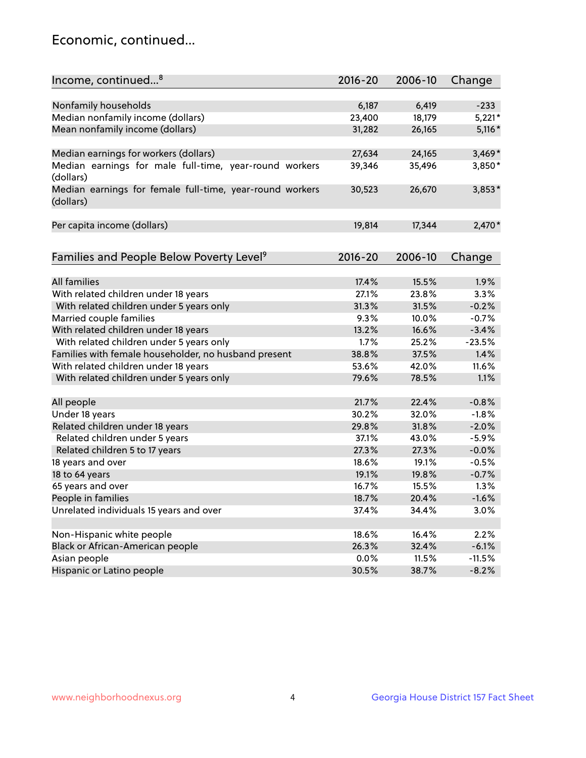## Economic, continued...

| Income, continued...[8] | 2016-20 | 2006-10 | Change |
|---|---|---|---|
| Nonfamily households | 6,187 | 6,419 | -233 |
| Median nonfamily income (dollars) | 23,400 | 18,179 | 5,221* |
| Mean nonfamily income (dollars) | 31,282 | 26,165 | 5,116* |
| Median earnings for workers (dollars) | 27,634 | 24,165 | 3,469* |
| Median earnings for male full-time, year-round workers (dollars) | 39,346 | 35,496 | 3,850* |
| Median earnings for female full-time, year-round workers (dollars) | 30,523 | 26,670 | 3,853* |
| Per capita income (dollars) | 19,814 | 17,344 | 2,470* |

| Families and People Below Poverty Level[9] | 2016-20 | 2006-10 | Change |
|---|---|---|---|
| All families | 17.4% | 15.5% | 1.9% |
| With related children under 18 years | 27.1% | 23.8% | 3.3% |
| With related children under 5 years only | 31.3% | 31.5% | -0.2% |
| Married couple families | 9.3% | 10.0% | -0.7% |
| With related children under 18 years | 13.2% | 16.6% | -3.4% |
| With related children under 5 years only | 1.7% | 25.2% | -23.5% |
| Families with female householder, no husband present | 38.8% | 37.5% | 1.4% |
| With related children under 18 years | 53.6% | 42.0% | 11.6% |
| With related children under 5 years only | 79.6% | 78.5% | 1.1% |
| All people | 21.7% | 22.4% | -0.8% |
| Under 18 years | 30.2% | 32.0% | -1.8% |
| Related children under 18 years | 29.8% | 31.8% | -2.0% |
| Related children under 5 years | 37.1% | 43.0% | -5.9% |
| Related children 5 to 17 years | 27.3% | 27.3% | -0.0% |
| 18 years and over | 18.6% | 19.1% | -0.5% |
| 18 to 64 years | 19.1% | 19.8% | -0.7% |
| 65 years and over | 16.7% | 15.5% | 1.3% |
| People in families | 18.7% | 20.4% | -1.6% |
| Unrelated individuals 15 years and over | 37.4% | 34.4% | 3.0% |
| Non-Hispanic white people | 18.6% | 16.4% | 2.2% |
| Black or African-American people | 26.3% | 32.4% | -6.1% |
| Asian people | 0.0% | 11.5% | -11.5% |
| Hispanic or Latino people | 30.5% | 38.7% | -8.2% |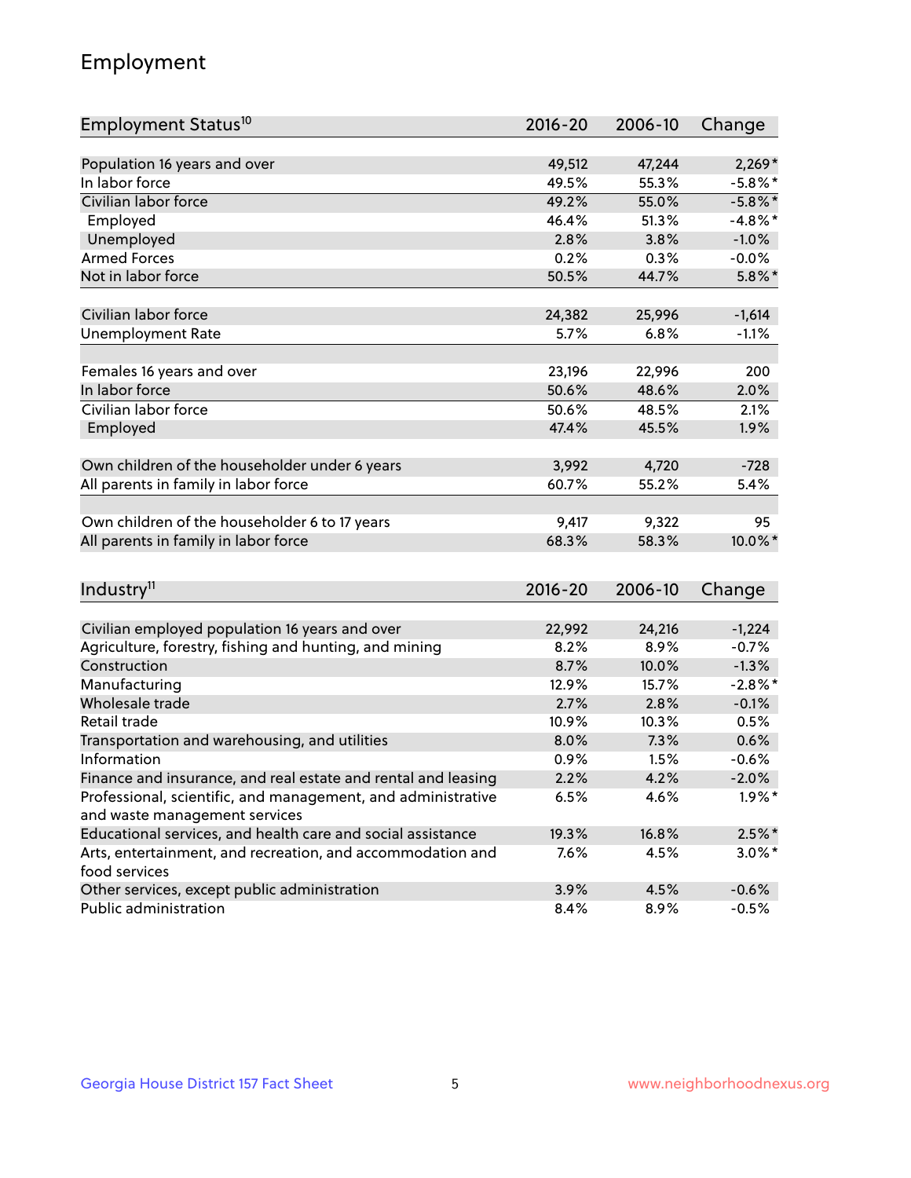## Employment

| Employment Status[10] | 2016-20 | 2006-10 | Change |
|---|---|---|---|
| Population 16 years and over | 49,512 | 47,244 | 2,269* |
| In labor force | 49.5% | 55.3% | -5.8%* |
| Civilian labor force | 49.2% | 55.0% | -5.8%* |
| Employed | 46.4% | 51.3% | -4.8%* |
| Unemployed | 2.8% | 3.8% | -1.0% |
| Armed Forces | 0.2% | 0.3% | -0.0% |
| Not in labor force | 50.5% | 44.7% | 5.8%* |
| | | | |
| Civilian labor force | 24,382 | 25,996 | -1,614 |
| Unemployment Rate | 5.7% | 6.8% | -1.1% |
| | | | |
| Females 16 years and over | 23,196 | 22,996 | 200 |
| In labor force | 50.6% | 48.6% | 2.0% |
| Civilian labor force | 50.6% | 48.5% | 2.1% |
| Employed | 47.4% | 45.5% | 1.9% |
| | | | |
| Own children of the householder under 6 years | 3,992 | 4,720 | -728 |
| All parents in family in labor force | 60.7% | 55.2% | 5.4% |
| | | | |
| Own children of the householder 6 to 17 years | 9,417 | 9,322 | 95 |
| All parents in family in labor force | 68.3% | 58.3% | 10.0%* |

| Industry[11] | 2016-20 | 2006-10 | Change |
|---|---|---|---|
| Civilian employed population 16 years and over | 22,992 | 24,216 | -1,224 |
| Agriculture, forestry, fishing and hunting, and mining | 8.2% | 8.9% | -0.7% |
| Construction | 8.7% | 10.0% | -1.3% |
| Manufacturing | 12.9% | 15.7% | -2.8%* |
| Wholesale trade | 2.7% | 2.8% | -0.1% |
| Retail trade | 10.9% | 10.3% | 0.5% |
| Transportation and warehousing, and utilities | 8.0% | 7.3% | 0.6% |
| Information | 0.9% | 1.5% | -0.6% |
| Finance and insurance, and real estate and rental and leasing | 2.2% | 4.2% | -2.0% |
| Professional, scientific, and management, and administrative and waste management services | 6.5% | 4.6% | 1.9%* |
| Educational services, and health care and social assistance | 19.3% | 16.8% | 2.5%* |
| Arts, entertainment, and recreation, and accommodation and food services | 7.6% | 4.5% | 3.0%* |
| Other services, except public administration | 3.9% | 4.5% | -0.6% |
| Public administration | 8.4% | 8.9% | -0.5% |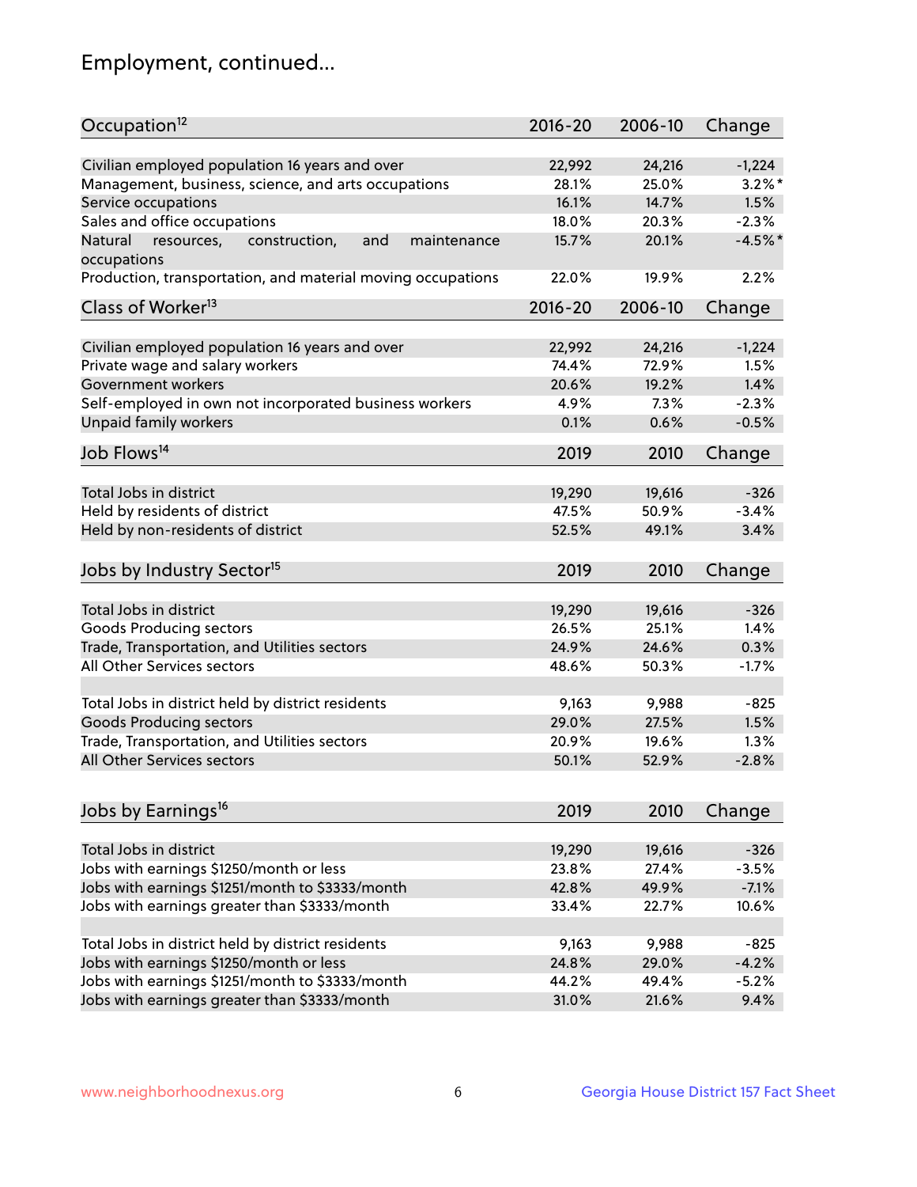# Employment, continued...

| Occupation[12] | 2016-20 | 2006-10 | Change |
|---|---|---|---|
| Civilian employed population 16 years and over | 22,992 | 24,216 | -1,224 |
| Management, business, science, and arts occupations | 28.1% | 25.0% | 3.2%* |
| Service occupations | 16.1% | 14.7% | 1.5% |
| Sales and office occupations | 18.0% | 20.3% | -2.3% |
| Natural resources, construction, and maintenance occupations | 15.7% | 20.1% | -4.5%* |
| Production, transportation, and material moving occupations | 22.0% | 19.9% | 2.2% |

| Class of Worker[13] | 2016-20 | 2006-10 | Change |
|---|---|---|---|
| Civilian employed population 16 years and over | 22,992 | 24,216 | -1,224 |
| Private wage and salary workers | 74.4% | 72.9% | 1.5% |
| Government workers | 20.6% | 19.2% | 1.4% |
| Self-employed in own not incorporated business workers | 4.9% | 7.3% | -2.3% |
| Unpaid family workers | 0.1% | 0.6% | -0.5% |

| Job Flows[14] | 2019 | 2010 | Change |
|---|---|---|---|
| Total Jobs in district | 19,290 | 19,616 | -326 |
| Held by residents of district | 47.5% | 50.9% | -3.4% |
| Held by non-residents of district | 52.5% | 49.1% | 3.4% |

| Jobs by Industry Sector[15] | 2019 | 2010 | Change |
|---|---|---|---|
| Total Jobs in district | 19,290 | 19,616 | -326 |
| Goods Producing sectors | 26.5% | 25.1% | 1.4% |
| Trade, Transportation, and Utilities sectors | 24.9% | 24.6% | 0.3% |
| All Other Services sectors | 48.6% | 50.3% | -1.7% |
| | | | |
| Total Jobs in district held by district residents | 9,163 | 9,988 | -825 |
| Goods Producing sectors | 29.0% | 27.5% | 1.5% |
| Trade, Transportation, and Utilities sectors | 20.9% | 19.6% | 1.3% |
| All Other Services sectors | 50.1% | 52.9% | -2.8% |

| Jobs by Earnings[16] | 2019 | 2010 | Change |
|---|---|---|---|
| Total Jobs in district | 19,290 | 19,616 | -326 |
| Jobs with earnings $1250/month or less | 23.8% | 27.4% | -3.5% |
| Jobs with earnings $1251/month to $3333/month | 42.8% | 49.9% | -7.1% |
| Jobs with earnings greater than $3333/month | 33.4% | 22.7% | 10.6% |
| | | | |
| Total Jobs in district held by district residents | 9,163 | 9,988 | -825 |
| Jobs with earnings $1250/month or less | 24.8% | 29.0% | -4.2% |
| Jobs with earnings $1251/month to $3333/month | 44.2% | 49.4% | -5.2% |
| Jobs with earnings greater than $3333/month | 31.0% | 21.6% | 9.4% |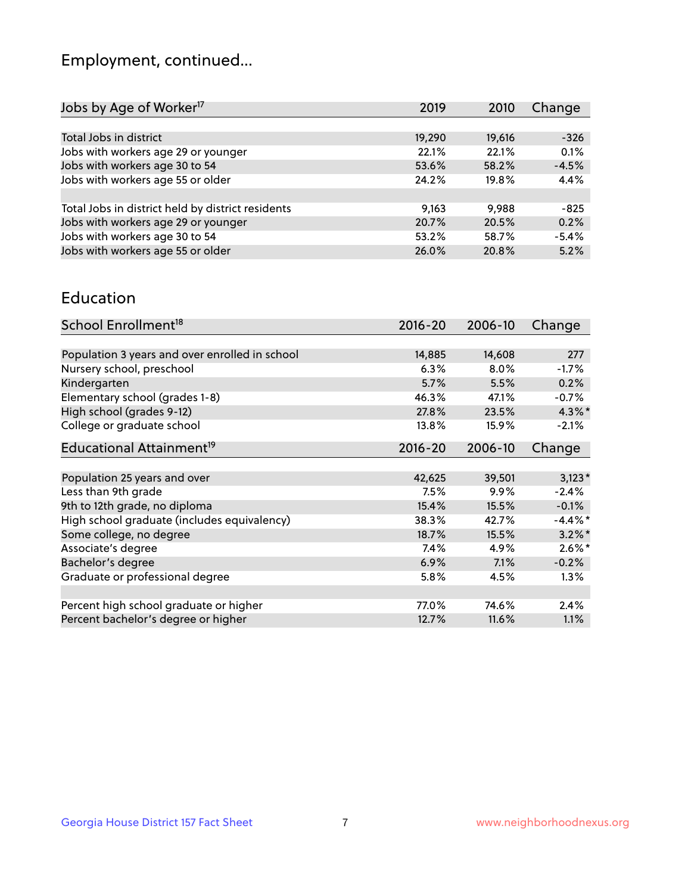## Employment, continued...

| Jobs by Age of Worker[17] | 2019 | 2010 | Change |
|---|---|---|---|
| Total Jobs in district | 19,290 | 19,616 | -326 |
| Jobs with workers age 29 or younger | 22.1% | 22.1% | 0.1% |
| Jobs with workers age 30 to 54 | 53.6% | 58.2% | -4.5% |
| Jobs with workers age 55 or older | 24.2% | 19.8% | 4.4% |
| | | | |
| Total Jobs in district held by district residents | 9,163 | 9,988 | -825 |
| Jobs with workers age 29 or younger | 20.7% | 20.5% | 0.2% |
| Jobs with workers age 30 to 54 | 53.2% | 58.7% | -5.4% |
| Jobs with workers age 55 or older | 26.0% | 20.8% | 5.2% |

## Education

| School Enrollment[18] | 2016-20 | 2006-10 | Change |
|---|---|---|---|
| Population 3 years and over enrolled in school | 14,885 | 14,608 | 277 |
| Nursery school, preschool | 6.3% | 8.0% | -1.7% |
| Kindergarten | 5.7% | 5.5% | 0.2% |
| Elementary school (grades 1-8) | 46.3% | 47.1% | -0.7% |
| High school (grades 9-12) | 27.8% | 23.5% | 4.3%* |
| College or graduate school | 13.8% | 15.9% | -2.1% |

| Educational Attainment[19] | 2016-20 | 2006-10 | Change |
|---|---|---|---|
| Population 25 years and over | 42,625 | 39,501 | 3,123* |
| Less than 9th grade | 7.5% | 9.9% | -2.4% |
| 9th to 12th grade, no diploma | 15.4% | 15.5% | -0.1% |
| High school graduate (includes equivalency) | 38.3% | 42.7% | -4.4%* |
| Some college, no degree | 18.7% | 15.5% | 3.2%* |
| Associate's degree | 7.4% | 4.9% | 2.6%* |
| Bachelor's degree | 6.9% | 7.1% | -0.2% |
| Graduate or professional degree | 5.8% | 4.5% | 1.3% |
| | | | |
| Percent high school graduate or higher | 77.0% | 74.6% | 2.4% |
| Percent bachelor's degree or higher | 12.7% | 11.6% | 1.1% |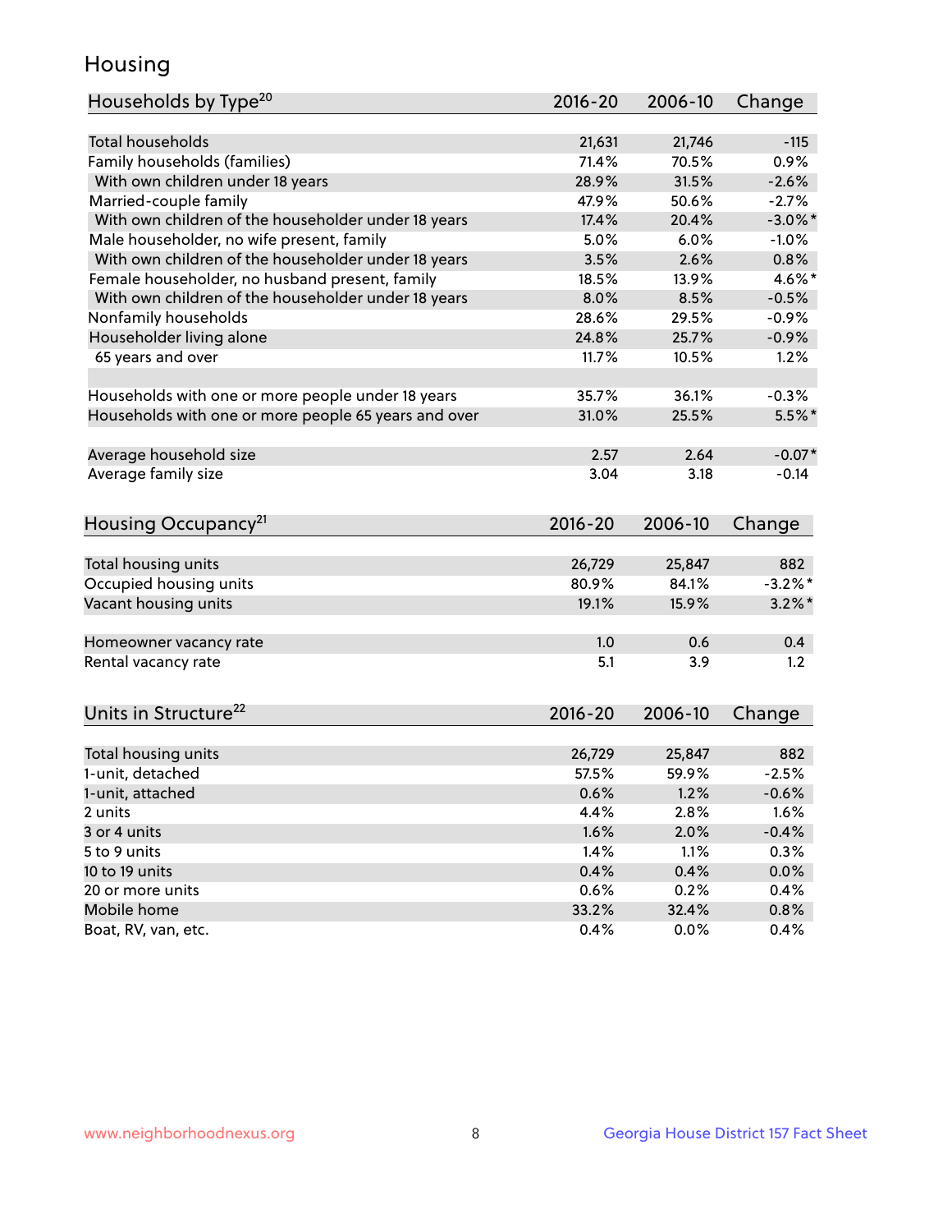# Housing

| Households by Type[20] | 2016-20 | 2006-10 | Change |
|---|---|---|---|
| Total households | 21,631 | 21,746 | -115 |
| Family households (families) | 71.4% | 70.5% | 0.9% |
| With own children under 18 years | 28.9% | 31.5% | -2.6% |
| Married-couple family | 47.9% | 50.6% | -2.7% |
| With own children of the householder under 18 years | 17.4% | 20.4% | -3.0%* |
| Male householder, no wife present, family | 5.0% | 6.0% | -1.0% |
| With own children of the householder under 18 years | 3.5% | 2.6% | 0.8% |
| Female householder, no husband present, family | 18.5% | 13.9% | 4.6%* |
| With own children of the householder under 18 years | 8.0% | 8.5% | -0.5% |
| Nonfamily households | 28.6% | 29.5% | -0.9% |
| Householder living alone | 24.8% | 25.7% | -0.9% |
| 65 years and over | 11.7% | 10.5% | 1.2% |
| | | | |
| Households with one or more people under 18 years | 35.7% | 36.1% | -0.3% |
| Households with one or more people 65 years and over | 31.0% | 25.5% | 5.5%* |
| | | | |
| Average household size | 2.57 | 2.64 | -0.07* |
| Average family size | 3.04 | 3.18 | -0.14 |

| Housing Occupancy[21] | 2016-20 | 2006-10 | Change |
|---|---|---|---|
| Total housing units | 26,729 | 25,847 | 882 |
| Occupied housing units | 80.9% | 84.1% | -3.2%* |
| Vacant housing units | 19.1% | 15.9% | 3.2%* |
| | | | |
| Homeowner vacancy rate | 1.0 | 0.6 | 0.4 |
| Rental vacancy rate | 5.1 | 3.9 | 1.2 |

| Units in Structure[22] | 2016-20 | 2006-10 | Change |
|---|---|---|---|
| Total housing units | 26,729 | 25,847 | 882 |
| 1-unit, detached | 57.5% | 59.9% | -2.5% |
| 1-unit, attached | 0.6% | 1.2% | -0.6% |
| 2 units | 4.4% | 2.8% | 1.6% |
| 3 or 4 units | 1.6% | 2.0% | -0.4% |
| 5 to 9 units | 1.4% | 1.1% | 0.3% |
| 10 to 19 units | 0.4% | 0.4% | 0.0% |
| 20 or more units | 0.6% | 0.2% | 0.4% |
| Mobile home | 33.2% | 32.4% | 0.8% |
| Boat, RV, van, etc. | 0.4% | 0.0% | 0.4% |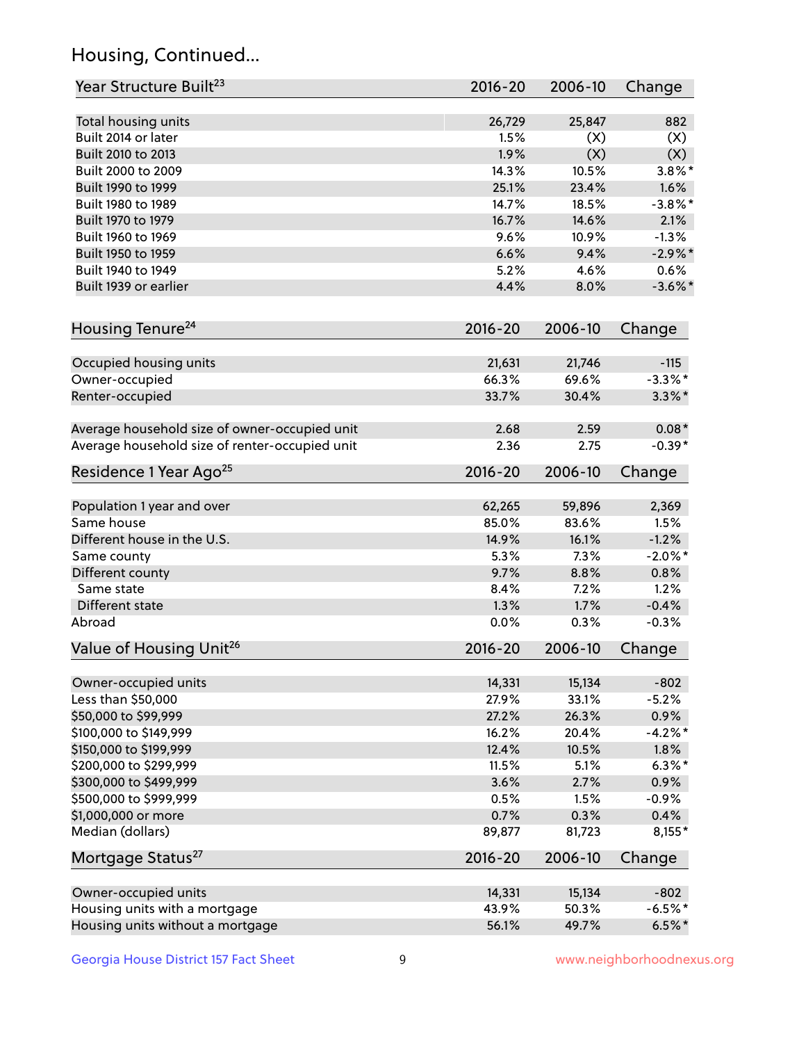## Housing, Continued...

| Year Structure Built[23] | 2016-20 | 2006-10 | Change |
|---|---|---|---|
| Total housing units | 26,729 | 25,847 | 882 |
| Built 2014 or later | 1.5% | (X) | (X) |
| Built 2010 to 2013 | 1.9% | (X) | (X) |
| Built 2000 to 2009 | 14.3% | 10.5% | 3.8%* |
| Built 1990 to 1999 | 25.1% | 23.4% | 1.6% |
| Built 1980 to 1989 | 14.7% | 18.5% | -3.8%* |
| Built 1970 to 1979 | 16.7% | 14.6% | 2.1% |
| Built 1960 to 1969 | 9.6% | 10.9% | -1.3% |
| Built 1950 to 1959 | 6.6% | 9.4% | -2.9%* |
| Built 1940 to 1949 | 5.2% | 4.6% | 0.6% |
| Built 1939 or earlier | 4.4% | 8.0% | -3.6%* |

| Housing Tenure[24] | 2016-20 | 2006-10 | Change |
|---|---|---|---|
| Occupied housing units | 21,631 | 21,746 | -115 |
| Owner-occupied | 66.3% | 69.6% | -3.3%* |
| Renter-occupied | 33.7% | 30.4% | 3.3%* |
| Average household size of owner-occupied unit | 2.68 | 2.59 | 0.08* |
| Average household size of renter-occupied unit | 2.36 | 2.75 | -0.39* |

| Residence 1 Year Ago[25] | 2016-20 | 2006-10 | Change |
|---|---|---|---|
| Population 1 year and over | 62,265 | 59,896 | 2,369 |
| Same house | 85.0% | 83.6% | 1.5% |
| Different house in the U.S. | 14.9% | 16.1% | -1.2% |
| Same county | 5.3% | 7.3% | -2.0%* |
| Different county | 9.7% | 8.8% | 0.8% |
| Same state | 8.4% | 7.2% | 1.2% |
| Different state | 1.3% | 1.7% | -0.4% |
| Abroad | 0.0% | 0.3% | -0.3% |

| Value of Housing Unit[26] | 2016-20 | 2006-10 | Change |
|---|---|---|---|
| Owner-occupied units | 14,331 | 15,134 | -802 |
| Less than $50,000 | 27.9% | 33.1% | -5.2% |
| $50,000 to $99,999 | 27.2% | 26.3% | 0.9% |
| $100,000 to $149,999 | 16.2% | 20.4% | -4.2%* |
| $150,000 to $199,999 | 12.4% | 10.5% | 1.8% |
| $200,000 to $299,999 | 11.5% | 5.1% | 6.3%* |
| $300,000 to $499,999 | 3.6% | 2.7% | 0.9% |
| $500,000 to $999,999 | 0.5% | 1.5% | -0.9% |
| $1,000,000 or more | 0.7% | 0.3% | 0.4% |
| Median (dollars) | 89,877 | 81,723 | 8,155* |

| Mortgage Status[27] | 2016-20 | 2006-10 | Change |
|---|---|---|---|
| Owner-occupied units | 14,331 | 15,134 | -802 |
| Housing units with a mortgage | 43.9% | 50.3% | -6.5%* |
| Housing units without a mortgage | 56.1% | 49.7% | 6.5%* |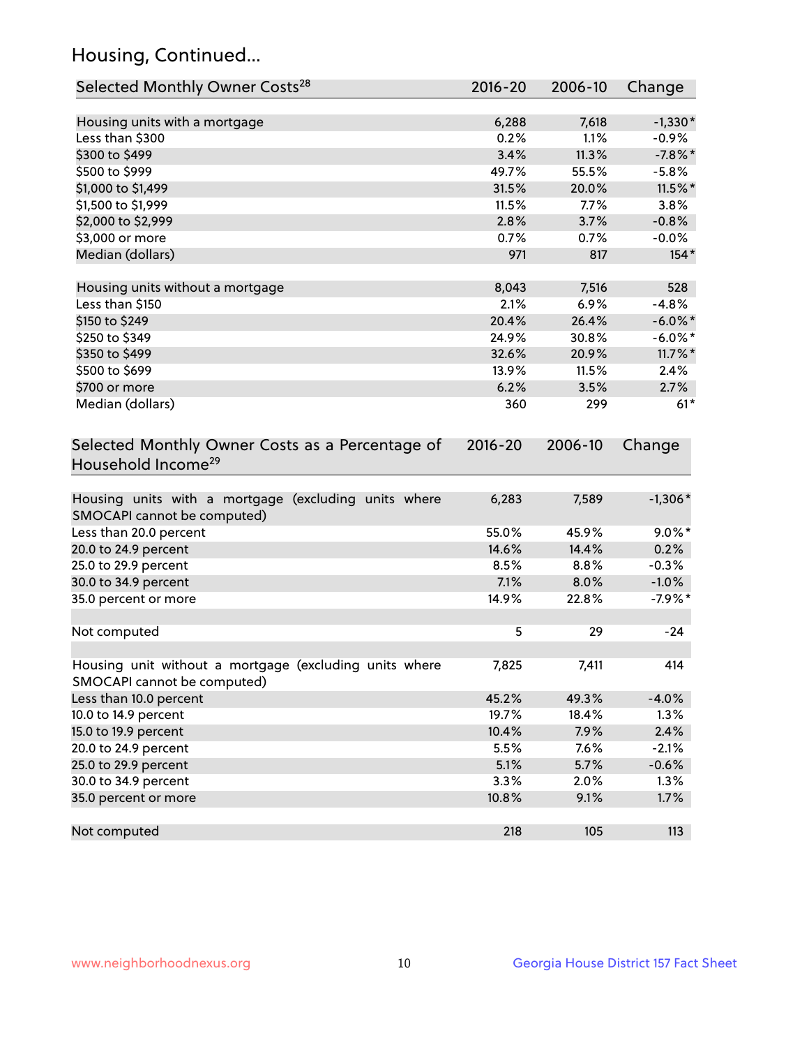## Housing, Continued...

| Selected Monthly Owner Costs[28] | 2016-20 | 2006-10 | Change |
|---|---|---|---|
| Housing units with a mortgage | 6,288 | 7,618 | -1,330* |
| Less than $300 | 0.2% | 1.1% | -0.9% |
| $300 to $499 | 3.4% | 11.3% | -7.8%* |
| $500 to $999 | 49.7% | 55.5% | -5.8% |
| $1,000 to $1,499 | 31.5% | 20.0% | 11.5%* |
| $1,500 to $1,999 | 11.5% | 7.7% | 3.8% |
| $2,000 to $2,999 | 2.8% | 3.7% | -0.8% |
| $3,000 or more | 0.7% | 0.7% | -0.0% |
| Median (dollars) | 971 | 817 | 154* |
| Housing units without a mortgage | 8,043 | 7,516 | 528 |
| Less than $150 | 2.1% | 6.9% | -4.8% |
| $150 to $249 | 20.4% | 26.4% | -6.0%* |
| $250 to $349 | 24.9% | 30.8% | -6.0%* |
| $350 to $499 | 32.6% | 20.9% | 11.7%* |
| $500 to $699 | 13.9% | 11.5% | 2.4% |
| $700 or more | 6.2% | 3.5% | 2.7% |
| Median (dollars) | 360 | 299 | 61* |

| Selected Monthly Owner Costs as a Percentage of Household Income[29] | 2016-20 | 2006-10 | Change |
|---|---|---|---|
| Housing units with a mortgage (excluding units where SMOCAPI cannot be computed) | 6,283 | 7,589 | -1,306* |
| Less than 20.0 percent | 55.0% | 45.9% | 9.0%* |
| 20.0 to 24.9 percent | 14.6% | 14.4% | 0.2% |
| 25.0 to 29.9 percent | 8.5% | 8.8% | -0.3% |
| 30.0 to 34.9 percent | 7.1% | 8.0% | -1.0% |
| 35.0 percent or more | 14.9% | 22.8% | -7.9%* |
| Not computed | 5 | 29 | -24 |
| Housing unit without a mortgage (excluding units where SMOCAPI cannot be computed) | 7,825 | 7,411 | 414 |
| Less than 10.0 percent | 45.2% | 49.3% | -4.0% |
| 10.0 to 14.9 percent | 19.7% | 18.4% | 1.3% |
| 15.0 to 19.9 percent | 10.4% | 7.9% | 2.4% |
| 20.0 to 24.9 percent | 5.5% | 7.6% | -2.1% |
| 25.0 to 29.9 percent | 5.1% | 5.7% | -0.6% |
| 30.0 to 34.9 percent | 3.3% | 2.0% | 1.3% |
| 35.0 percent or more | 10.8% | 9.1% | 1.7% |
| Not computed | 218 | 105 | 113 |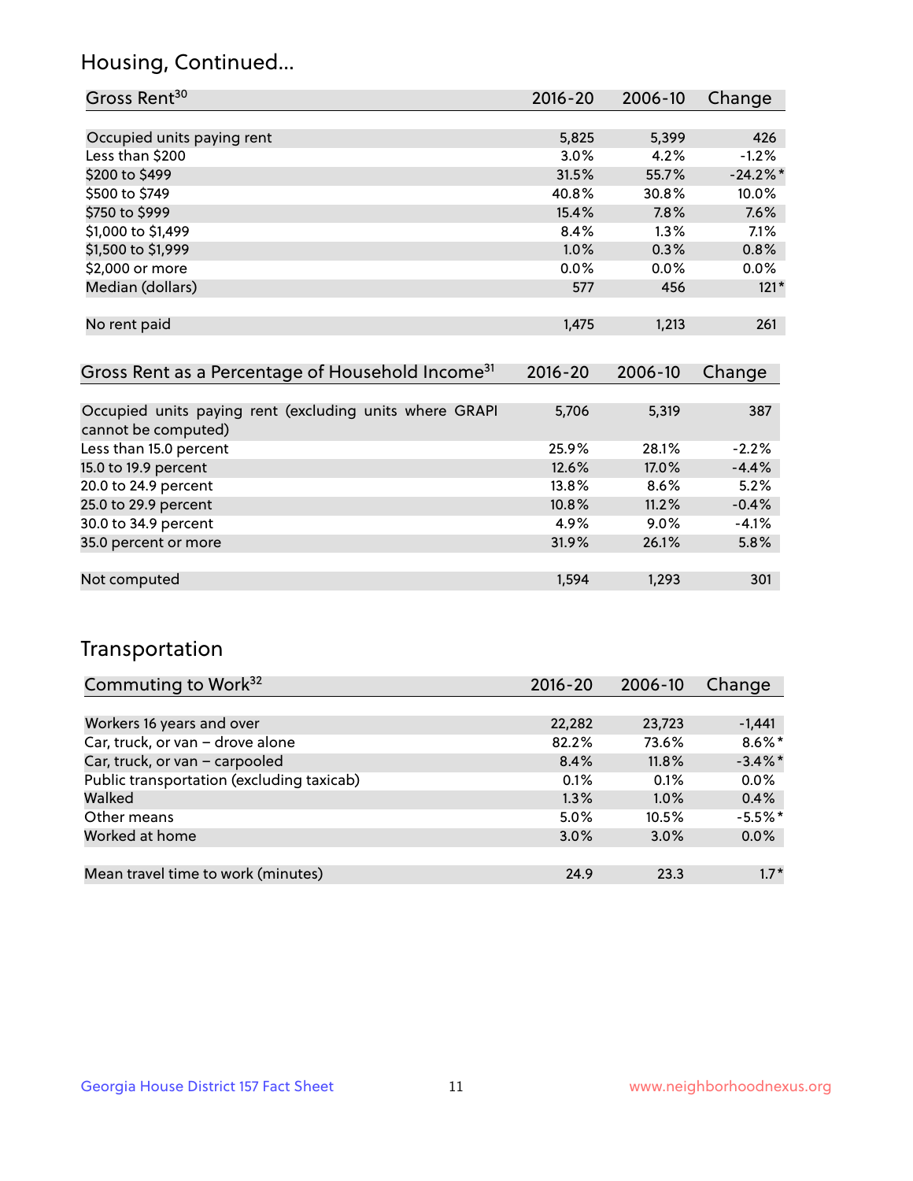## Housing, Continued...

| Gross Rent[30] | 2016-20 | 2006-10 | Change |
|---|---|---|---|
| Occupied units paying rent | 5,825 | 5,399 | 426 |
| Less than $200 | 3.0% | 4.2% | -1.2% |
| $200 to $499 | 31.5% | 55.7% | -24.2%* |
| $500 to $749 | 40.8% | 30.8% | 10.0% |
| $750 to $999 | 15.4% | 7.8% | 7.6% |
| $1,000 to $1,499 | 8.4% | 1.3% | 7.1% |
| $1,500 to $1,999 | 1.0% | 0.3% | 0.8% |
| $2,000 or more | 0.0% | 0.0% | 0.0% |
| Median (dollars) | 577 | 456 | 121* |
| No rent paid | 1,475 | 1,213 | 261 |

| Gross Rent as a Percentage of Household Income[31] | 2016-20 | 2006-10 | Change |
|---|---|---|---|
| Occupied units paying rent (excluding units where GRAPI cannot be computed) | 5,706 | 5,319 | 387 |
| Less than 15.0 percent | 25.9% | 28.1% | -2.2% |
| 15.0 to 19.9 percent | 12.6% | 17.0% | -4.4% |
| 20.0 to 24.9 percent | 13.8% | 8.6% | 5.2% |
| 25.0 to 29.9 percent | 10.8% | 11.2% | -0.4% |
| 30.0 to 34.9 percent | 4.9% | 9.0% | -4.1% |
| 35.0 percent or more | 31.9% | 26.1% | 5.8% |
| Not computed | 1,594 | 1,293 | 301 |

## Transportation

| Commuting to Work[32] | 2016-20 | 2006-10 | Change |
|---|---|---|---|
| Workers 16 years and over | 22,282 | 23,723 | -1,441 |
| Car, truck, or van – drove alone | 82.2% | 73.6% | 8.6%* |
| Car, truck, or van – carpooled | 8.4% | 11.8% | -3.4%* |
| Public transportation (excluding taxicab) | 0.1% | 0.1% | 0.0% |
| Walked | 1.3% | 1.0% | 0.4% |
| Other means | 5.0% | 10.5% | -5.5%* |
| Worked at home | 3.0% | 3.0% | 0.0% |
| Mean travel time to work (minutes) | 24.9 | 23.3 | 1.7* |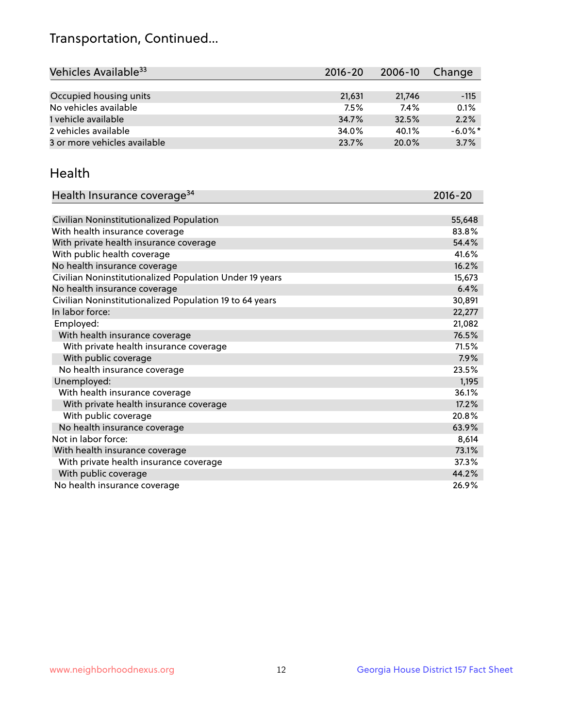## Transportation, Continued...

| Vehicles Available[33] | 2016-20 | 2006-10 | Change |
|---|---|---|---|
| Occupied housing units | 21,631 | 21,746 | -115 |
| No vehicles available | 7.5% | 7.4% | 0.1% |
| 1 vehicle available | 34.7% | 32.5% | 2.2% |
| 2 vehicles available | 34.0% | 40.1% | -6.0%* |
| 3 or more vehicles available | 23.7% | 20.0% | 3.7% |

## Health

| Health Insurance coverage[34] | 2016-20 |
|---|---|
| Civilian Noninstitutionalized Population | 55,648 |
| With health insurance coverage | 83.8% |
| With private health insurance coverage | 54.4% |
| With public health coverage | 41.6% |
| No health insurance coverage | 16.2% |
| Civilian Noninstitutionalized Population Under 19 years | 15,673 |
| No health insurance coverage | 6.4% |
| Civilian Noninstitutionalized Population 19 to 64 years | 30,891 |
| In labor force: | 22,277 |
| Employed: | 21,082 |
| With health insurance coverage | 76.5% |
| With private health insurance coverage | 71.5% |
| With public coverage | 7.9% |
| No health insurance coverage | 23.5% |
| Unemployed: | 1,195 |
| With health insurance coverage | 36.1% |
| With private health insurance coverage | 17.2% |
| With public coverage | 20.8% |
| No health insurance coverage | 63.9% |
| Not in labor force: | 8,614 |
| With health insurance coverage | 73.1% |
| With private health insurance coverage | 37.3% |
| With public coverage | 44.2% |
| No health insurance coverage | 26.9% |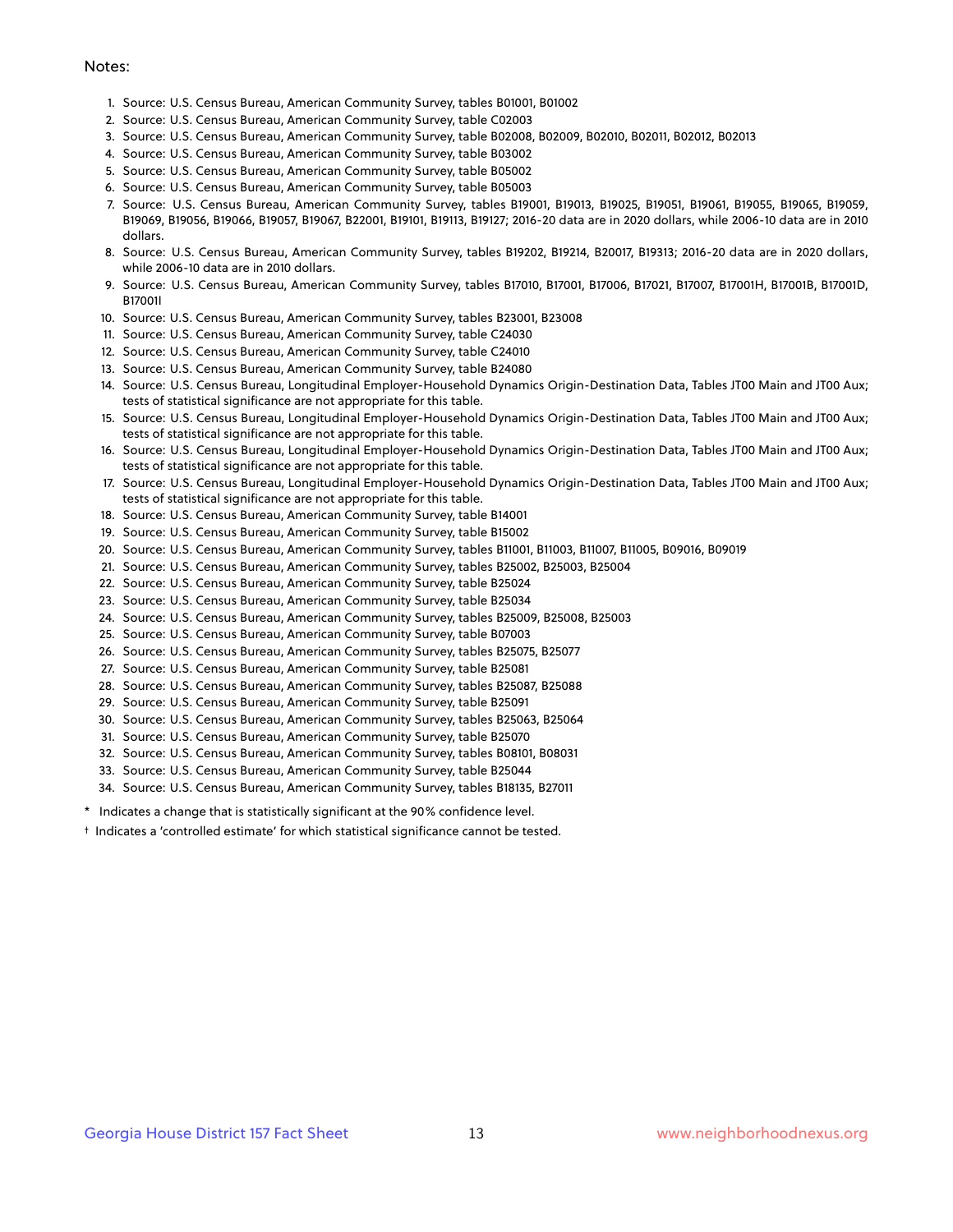Notes:

1. Source: U.S. Census Bureau, American Community Survey, tables B01001, B01002
2. Source: U.S. Census Bureau, American Community Survey, table C02003
3. Source: U.S. Census Bureau, American Community Survey, table B02008, B02009, B02010, B02011, B02012, B02013
4. Source: U.S. Census Bureau, American Community Survey, table B03002
5. Source: U.S. Census Bureau, American Community Survey, table B05002
6. Source: U.S. Census Bureau, American Community Survey, table B05003
7. Source: U.S. Census Bureau, American Community Survey, tables B19001, B19013, B19025, B19051, B19061, B19055, B19065, B19059, B19069, B19056, B19066, B19057, B19067, B22001, B19101, B19113, B19127; 2016-20 data are in 2020 dollars, while 2006-10 data are in 2010 dollars.
8. Source: U.S. Census Bureau, American Community Survey, tables B19202, B19214, B20017, B19313; 2016-20 data are in 2020 dollars, while 2006-10 data are in 2010 dollars.
9. Source: U.S. Census Bureau, American Community Survey, tables B17010, B17001, B17006, B17021, B17007, B17001H, B17001B, B17001D, B17001I
10. Source: U.S. Census Bureau, American Community Survey, tables B23001, B23008
11. Source: U.S. Census Bureau, American Community Survey, table C24030
12. Source: U.S. Census Bureau, American Community Survey, table C24010
13. Source: U.S. Census Bureau, American Community Survey, table B24080
14. Source: U.S. Census Bureau, Longitudinal Employer-Household Dynamics Origin-Destination Data, Tables JT00 Main and JT00 Aux; tests of statistical significance are not appropriate for this table.
15. Source: U.S. Census Bureau, Longitudinal Employer-Household Dynamics Origin-Destination Data, Tables JT00 Main and JT00 Aux; tests of statistical significance are not appropriate for this table.
16. Source: U.S. Census Bureau, Longitudinal Employer-Household Dynamics Origin-Destination Data, Tables JT00 Main and JT00 Aux; tests of statistical significance are not appropriate for this table.
17. Source: U.S. Census Bureau, Longitudinal Employer-Household Dynamics Origin-Destination Data, Tables JT00 Main and JT00 Aux; tests of statistical significance are not appropriate for this table.
18. Source: U.S. Census Bureau, American Community Survey, table B14001
19. Source: U.S. Census Bureau, American Community Survey, table B15002
20. Source: U.S. Census Bureau, American Community Survey, tables B11001, B11003, B11007, B11005, B09016, B09019
21. Source: U.S. Census Bureau, American Community Survey, tables B25002, B25003, B25004
22. Source: U.S. Census Bureau, American Community Survey, table B25024
23. Source: U.S. Census Bureau, American Community Survey, table B25034
24. Source: U.S. Census Bureau, American Community Survey, tables B25009, B25008, B25003
25. Source: U.S. Census Bureau, American Community Survey, table B07003
26. Source: U.S. Census Bureau, American Community Survey, tables B25075, B25077
27. Source: U.S. Census Bureau, American Community Survey, table B25081
28. Source: U.S. Census Bureau, American Community Survey, tables B25087, B25088
29. Source: U.S. Census Bureau, American Community Survey, table B25091
30. Source: U.S. Census Bureau, American Community Survey, tables B25063, B25064
31. Source: U.S. Census Bureau, American Community Survey, table B25070
32. Source: U.S. Census Bureau, American Community Survey, tables B08101, B08031
33. Source: U.S. Census Bureau, American Community Survey, table B25044
34. Source: U.S. Census Bureau, American Community Survey, tables B18135, B27011

\* Indicates a change that is statistically significant at the 90% confidence level.

† Indicates a 'controlled estimate' for which statistical significance cannot be tested.